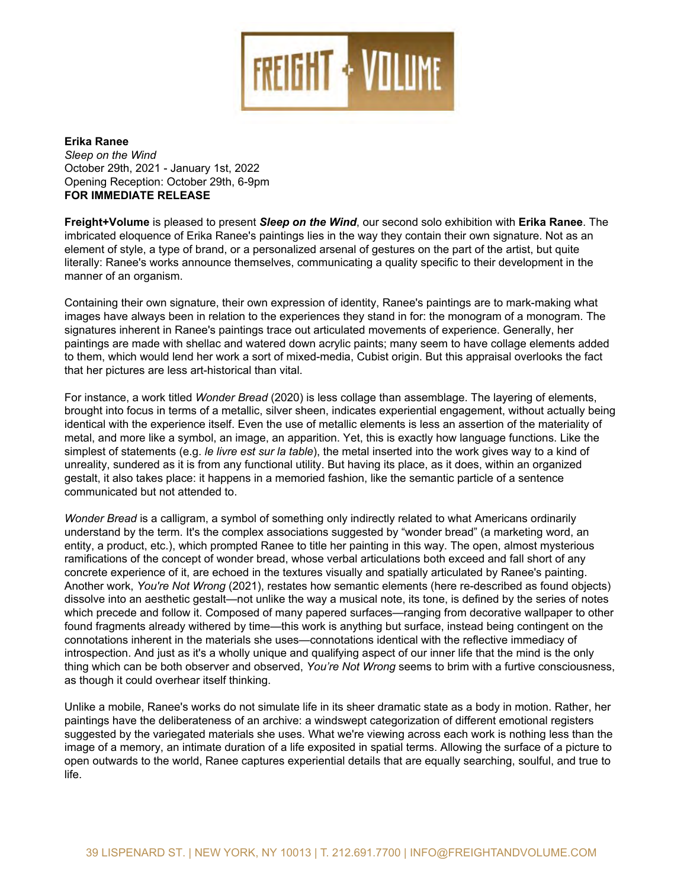FREIGHT + VOLUME

**Erika Ranee**
*Sleep on the Wind*
October 29th, 2021 - January 1st, 2022
Opening Reception: October 29th, 6-9pm
**FOR IMMEDIATE RELEASE**

**Freight+Volume** is pleased to present ***Sleep on the Wind***, our second solo exhibition with **Erika Ranee**. The imbricated eloquence of Erika Ranee's paintings lies in the way they contain their own signature. Not as an element of style, a type of brand, or a personalized arsenal of gestures on the part of the artist, but quite literally: Ranee's works announce themselves, communicating a quality specific to their development in the manner of an organism.

Containing their own signature, their own expression of identity, Ranee's paintings are to mark-making what images have always been in relation to the experiences they stand in for: the monogram of a monogram. The signatures inherent in Ranee's paintings trace out articulated movements of experience. Generally, her paintings are made with shellac and watered down acrylic paints; many seem to have collage elements added to them, which would lend her work a sort of mixed-media, Cubist origin. But this appraisal overlooks the fact that her pictures are less art-historical than vital.

For instance, a work titled *Wonder Bread* (2020) is less collage than assemblage. The layering of elements, brought into focus in terms of a metallic, silver sheen, indicates experiential engagement, without actually being identical with the experience itself. Even the use of metallic elements is less an assertion of the materiality of metal, and more like a symbol, an image, an apparition. Yet, this is exactly how language functions. Like the simplest of statements (e.g. *le livre est sur la table*), the metal inserted into the work gives way to a kind of unreality, sundered as it is from any functional utility. But having its place, as it does, within an organized gestalt, it also takes place: it happens in a memoried fashion, like the semantic particle of a sentence communicated but not attended to.

*Wonder Bread* is a calligram, a symbol of something only indirectly related to what Americans ordinarily understand by the term. It's the complex associations suggested by "wonder bread" (a marketing word, an entity, a product, etc.), which prompted Ranee to title her painting in this way. The open, almost mysterious ramifications of the concept of wonder bread, whose verbal articulations both exceed and fall short of any concrete experience of it, are echoed in the textures visually and spatially articulated by Ranee's painting. Another work, *You're Not Wrong* (2021), restates how semantic elements (here re-described as found objects) dissolve into an aesthetic gestalt—not unlike the way a musical note, its tone, is defined by the series of notes which precede and follow it. Composed of many papered surfaces—ranging from decorative wallpaper to other found fragments already withered by time—this work is anything but surface, instead being contingent on the connotations inherent in the materials she uses—connotations identical with the reflective immediacy of introspection. And just as it's a wholly unique and qualifying aspect of our inner life that the mind is the only thing which can be both observer and observed, *You're Not Wrong* seems to brim with a furtive consciousness, as though it could overhear itself thinking.

Unlike a mobile, Ranee's works do not simulate life in its sheer dramatic state as a body in motion. Rather, her paintings have the deliberateness of an archive: a windswept categorization of different emotional registers suggested by the variegated materials she uses. What we're viewing across each work is nothing less than the image of a memory, an intimate duration of a life exposited in spatial terms. Allowing the surface of a picture to open outwards to the world, Ranee captures experiential details that are equally searching, soulful, and true to life.

39 LISPENARD ST. | NEW YORK, NY 10013 | T. 212.691.7700 | INFO@FREIGHTANDVOLUME.COM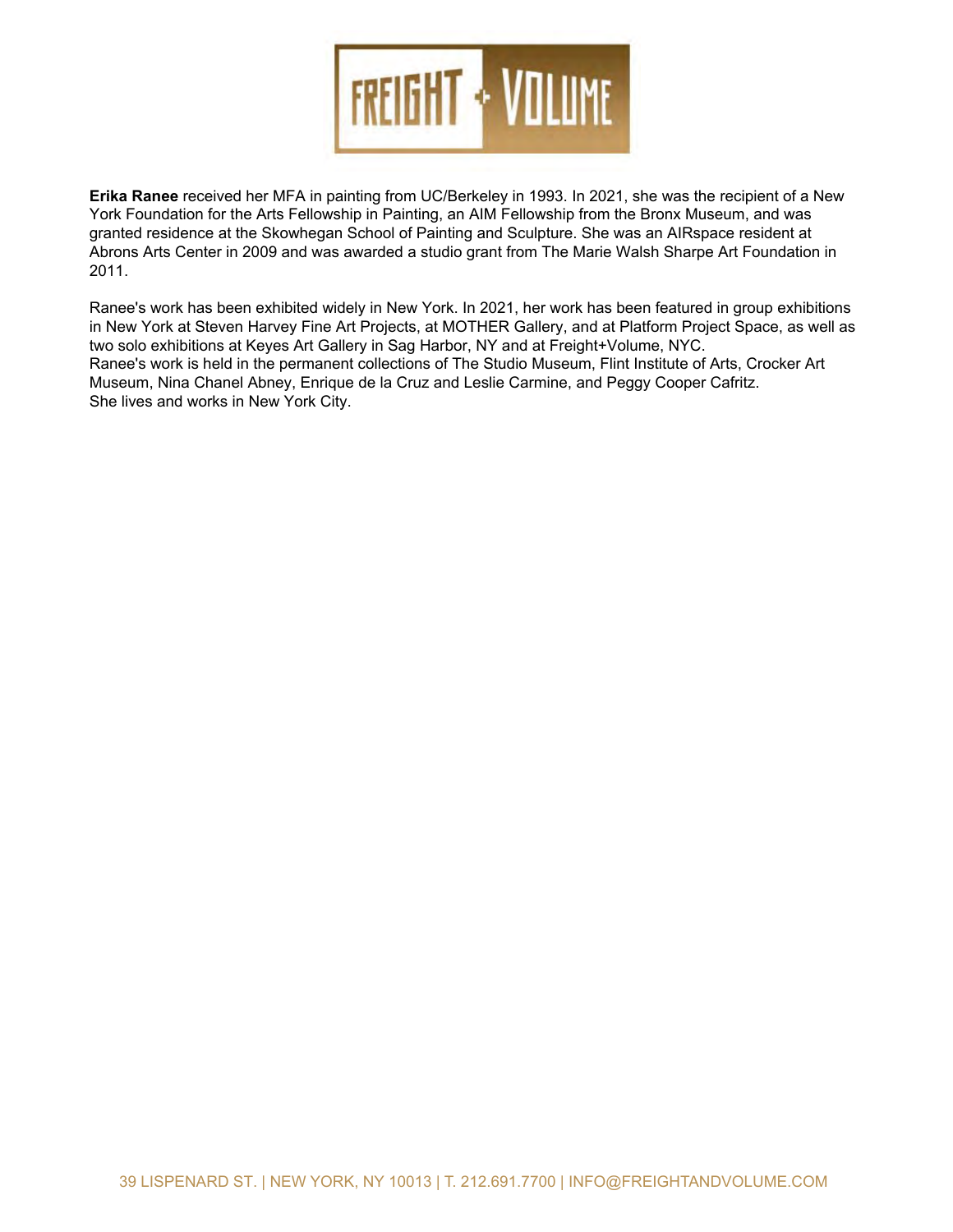**Erika Ranee** received her MFA in painting from UC/Berkeley in 1993. In 2021, she was the recipient of a New York Foundation for the Arts Fellowship in Painting, an AIM Fellowship from the Bronx Museum, and was granted residence at the Skowhegan School of Painting and Sculpture. She was an AIRspace resident at Abrons Arts Center in 2009 and was awarded a studio grant from The Marie Walsh Sharpe Art Foundation in 2011.

Ranee's work has been exhibited widely in New York. In 2021, her work has been featured in group exhibitions in New York at Steven Harvey Fine Art Projects, at MOTHER Gallery, and at Platform Project Space, as well as two solo exhibitions at Keyes Art Gallery in Sag Harbor, NY and at Freight+Volume, NYC.
Ranee's work is held in the permanent collections of The Studio Museum, Flint Institute of Arts, Crocker Art Museum, Nina Chanel Abney, Enrique de la Cruz and Leslie Carmine, and Peggy Cooper Cafritz.
She lives and works in New York City.